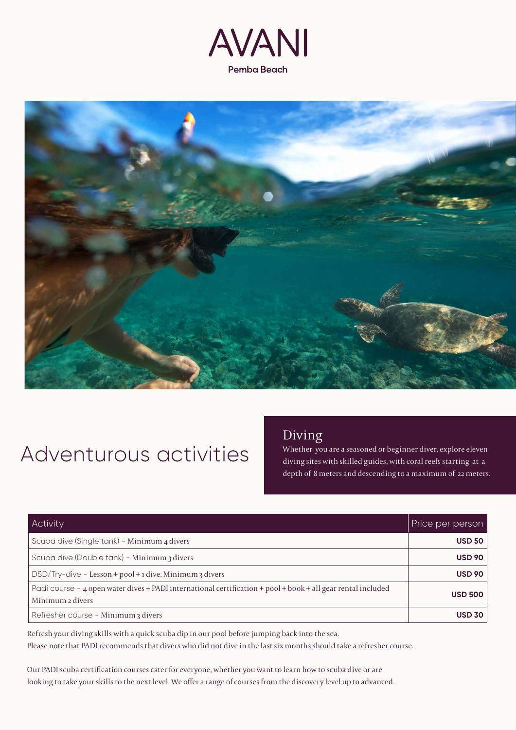# AVANI

**Pemba Beach**

## Adventurous activities

### Diving

Whether you are a seasoned or beginner diver, explore eleven diving sites with skilled guides, with coral reefs starting at a depth of 8 meters and descending to a maximum of 22 meters.

| Activity | Price per person |
|---|---|
| Scuba dive (Single tank) - Minimum 4 divers | **USD 50** |
| Scuba dive (Double tank) - Minimum 3 divers | **USD 90** |
| DSD/Try-dive - Lesson + pool + 1 dive. Minimum 3 divers | **USD 90** |
| Padi course - 4 open water dives + PADI international certification + pool + book + all gear rental included Minimum 2 divers | **USD 500** |
| Refresher course - Minimum 3 divers | **USD 30** |

Refresh your diving skills with a quick scuba dip in our pool before jumping back into the sea.
Please note that PADI recommends that divers who did not dive in the last six months should take a refresher course.

Our PADI scuba certification courses cater for everyone, whether you want to learn how to scuba dive or are looking to take your skills to the next level. We offer a range of courses from the discovery level up to advanced.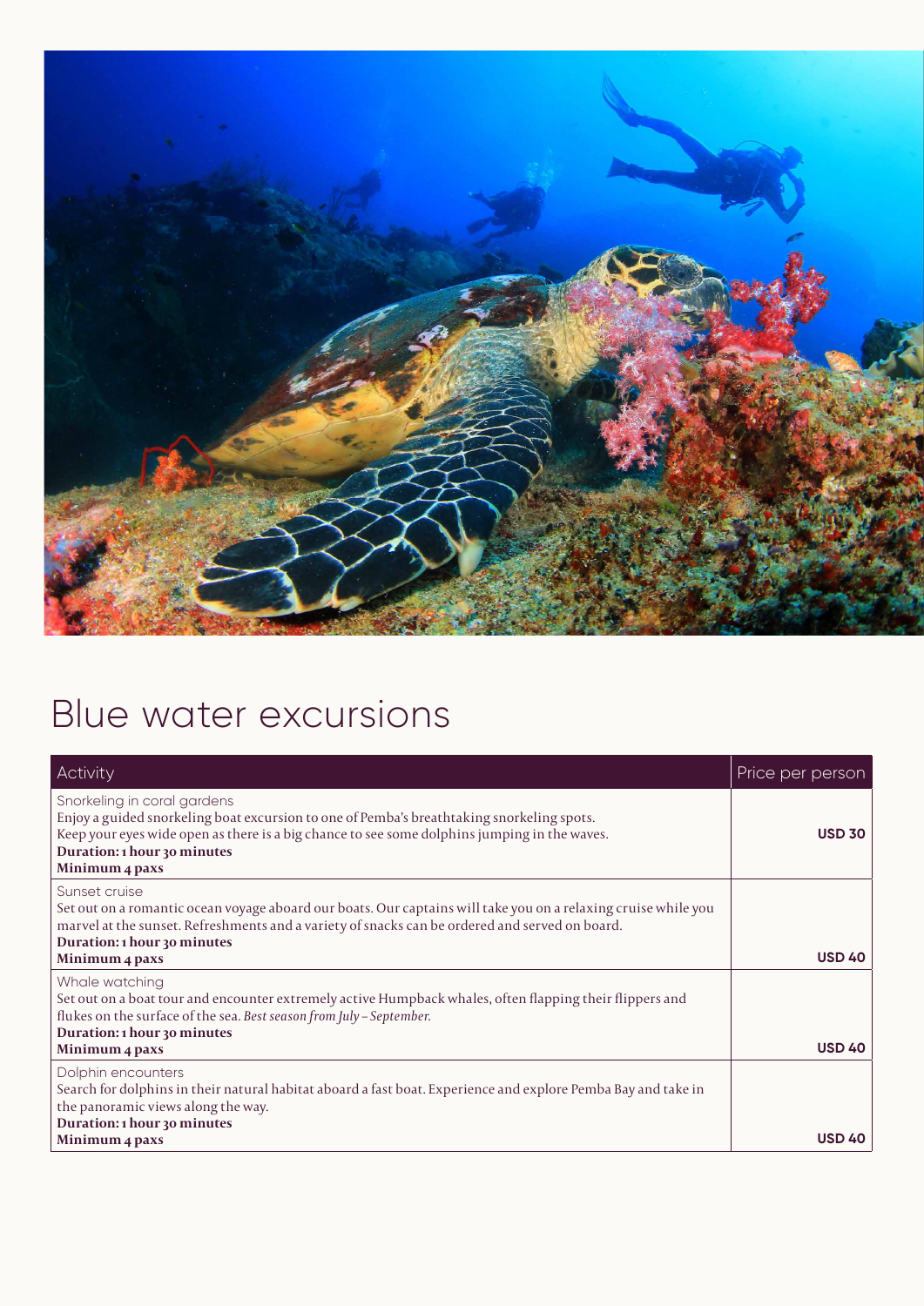# Blue water excursions

| Activity | Price per person |
|---|---|
| Snorkeling in coral gardens<br>Enjoy a guided snorkeling boat excursion to one of Pemba's breathtaking snorkeling spots. Keep your eyes wide open as there is a big chance to see some dolphins jumping in the waves.<br>**Duration: 1 hour 30 minutes**<br>**Minimum 4 paxs** | **USD 30** |
| Sunset cruise<br>Set out on a romantic ocean voyage aboard our boats. Our captains will take you on a relaxing cruise while you marvel at the sunset. Refreshments and a variety of snacks can be ordered and served on board.<br>**Duration: 1 hour 30 minutes**<br>**Minimum 4 paxs** | **USD 40** |
| Whale watching<br>Set out on a boat tour and encounter extremely active Humpback whales, often flapping their flippers and flukes on the surface of the sea. *Best season from July – September.*<br>**Duration: 1 hour 30 minutes**<br>**Minimum 4 paxs** | **USD 40** |
| Dolphin encounters<br>Search for dolphins in their natural habitat aboard a fast boat. Experience and explore Pemba Bay and take in the panoramic views along the way.<br>**Duration: 1 hour 30 minutes**<br>**Minimum 4 paxs** | **USD 40** |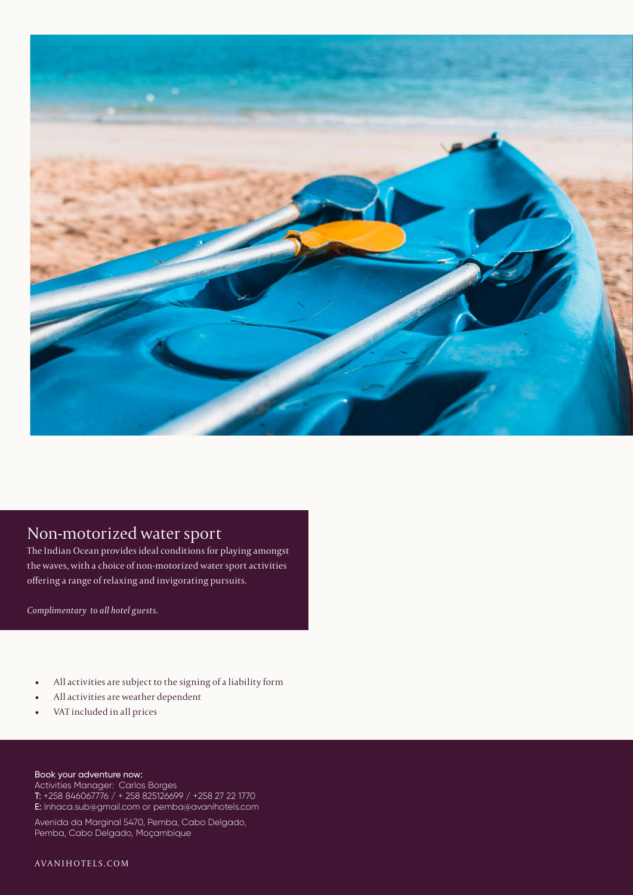## Non-motorized water sport

The Indian Ocean provides ideal conditions for playing amongst the waves, with a choice of non-motorized water sport activities offering a range of relaxing and invigorating pursuits.

*Complimentary to all hotel guests.*

- All activities are subject to the signing of a liability form
- All activities are weather dependent
- VAT included in all prices

**Book your adventure now:**
Activities Manager: Carlos Borges
**T:** +258 846067776 / + 258 825126699 / +258 27 22 1770
**E:** Inhaca.sub@gmail.com or pemba@avanihotels.com

Avenida da Marginal 5470, Pemba, Cabo Delgado,
Pemba, Cabo Delgado, Moçambique

AVANIHOTELS.COM